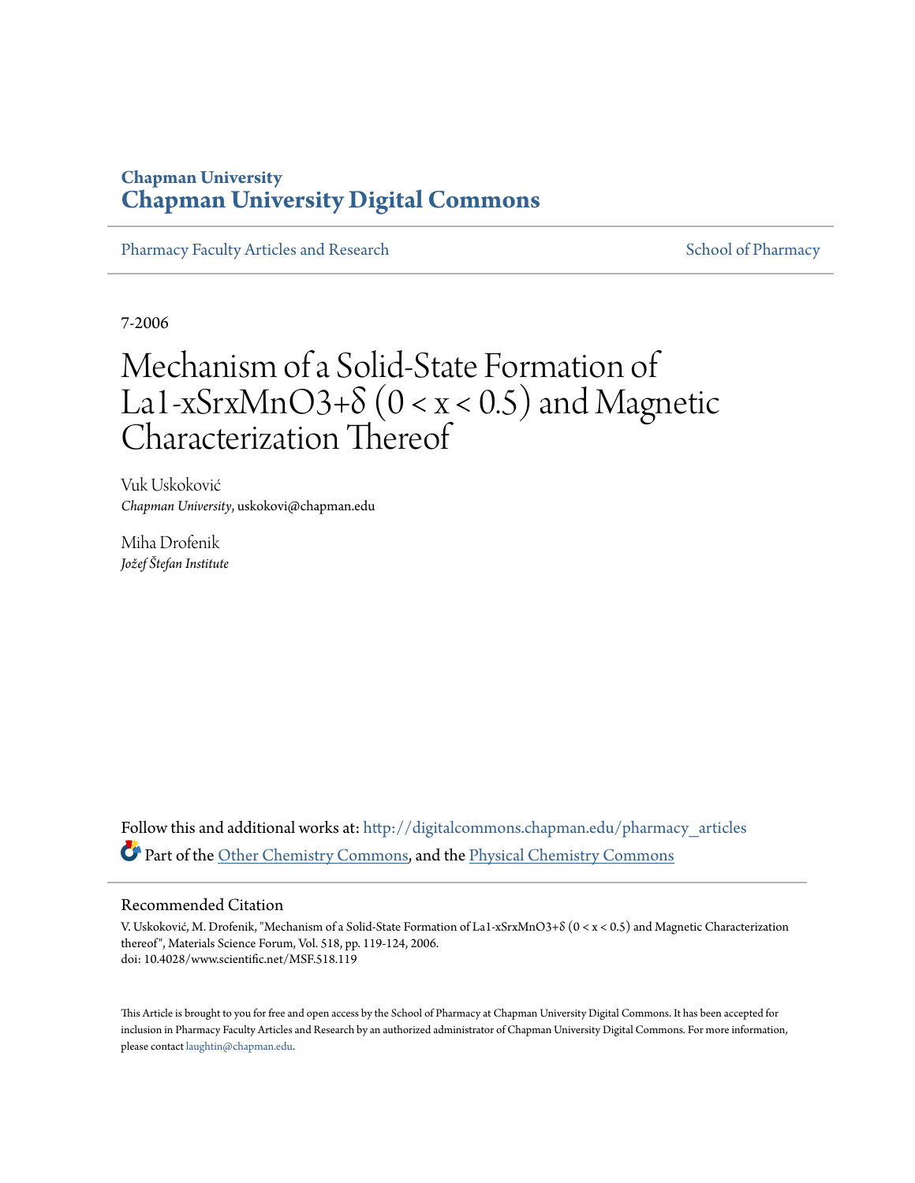**Chapman University**
**Chapman University Digital Commons**

Pharmacy Faculty Articles and Research

School of Pharmacy

7-2006

# Mechanism of a Solid-State Formation of $La_{1-x}Sr_xMnO_{3+\delta}$ ($0 < x < 0.5$) and Magnetic Characterization Thereof

Vuk Uskoković
*Chapman University*, uskokovi@chapman.edu

Miha Drofenik
*Jožef Štefan Institute*

Follow this and additional works at: http://digitalcommons.chapman.edu/pharmacy_articles

Part of the Other Chemistry Commons, and the Physical Chemistry Commons

## Recommended Citation

V. Uskoković, M. Drofenik, "Mechanism of a Solid-State Formation of La1-xSrxMnO3+δ (0 < x < 0.5) and Magnetic Characterization thereof", Materials Science Forum, Vol. 518, pp. 119-124, 2006.
doi: 10.4028/www.scientific.net/MSF.518.119

This Article is brought to you for free and open access by the School of Pharmacy at Chapman University Digital Commons. It has been accepted for inclusion in Pharmacy Faculty Articles and Research by an authorized administrator of Chapman University Digital Commons. For more information, please contact laughtin@chapman.edu.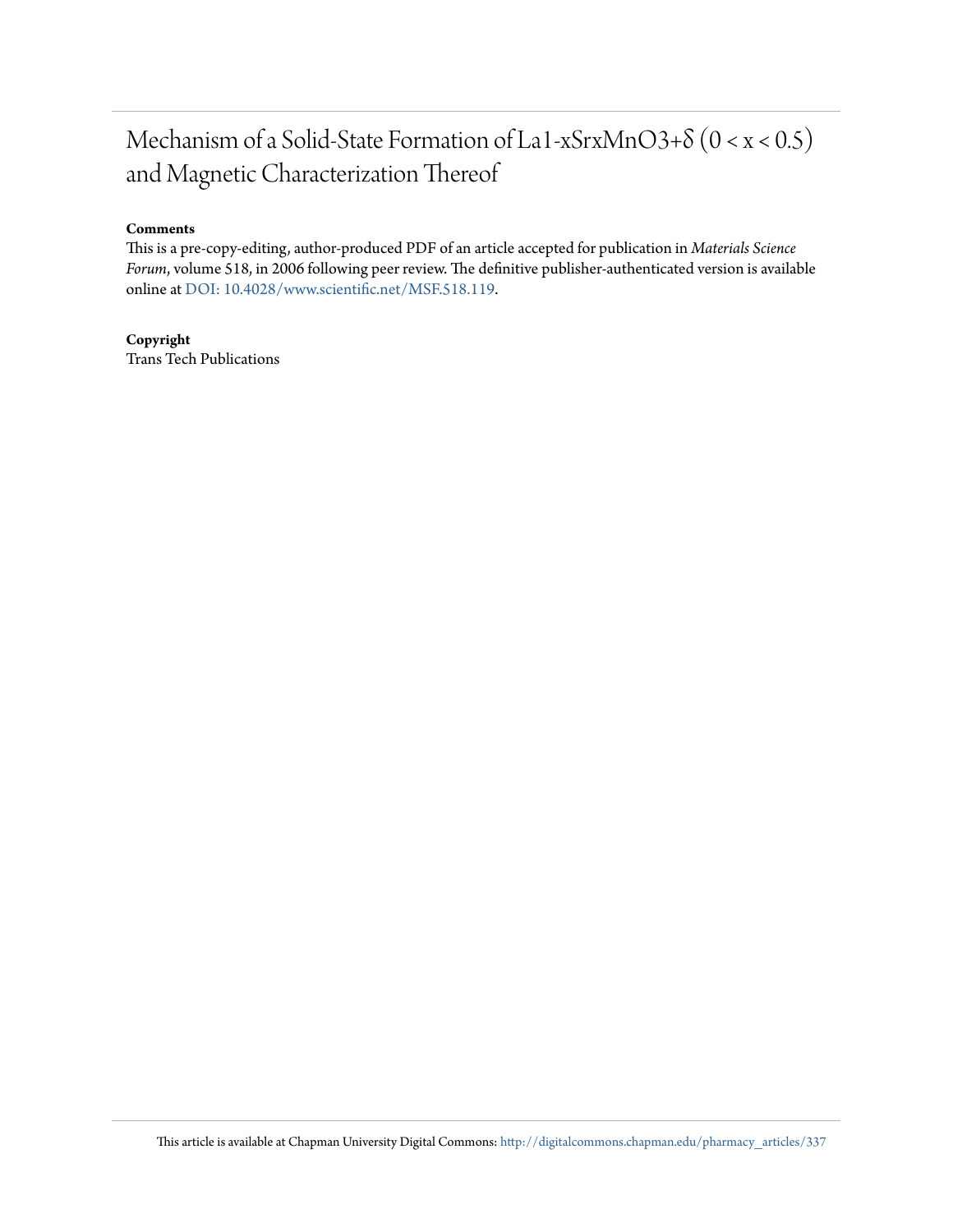# Mechanism of a Solid-State Formation of La1-xSrxMnO3+δ (0 < x < 0.5) and Magnetic Characterization Thereof

**Comments**

This is a pre-copy-editing, author-produced PDF of an article accepted for publication in *Materials Science Forum*, volume 518, in 2006 following peer review. The definitive publisher-authenticated version is available online at DOI: 10.4028/www.scientific.net/MSF.518.119.

**Copyright**

Trans Tech Publications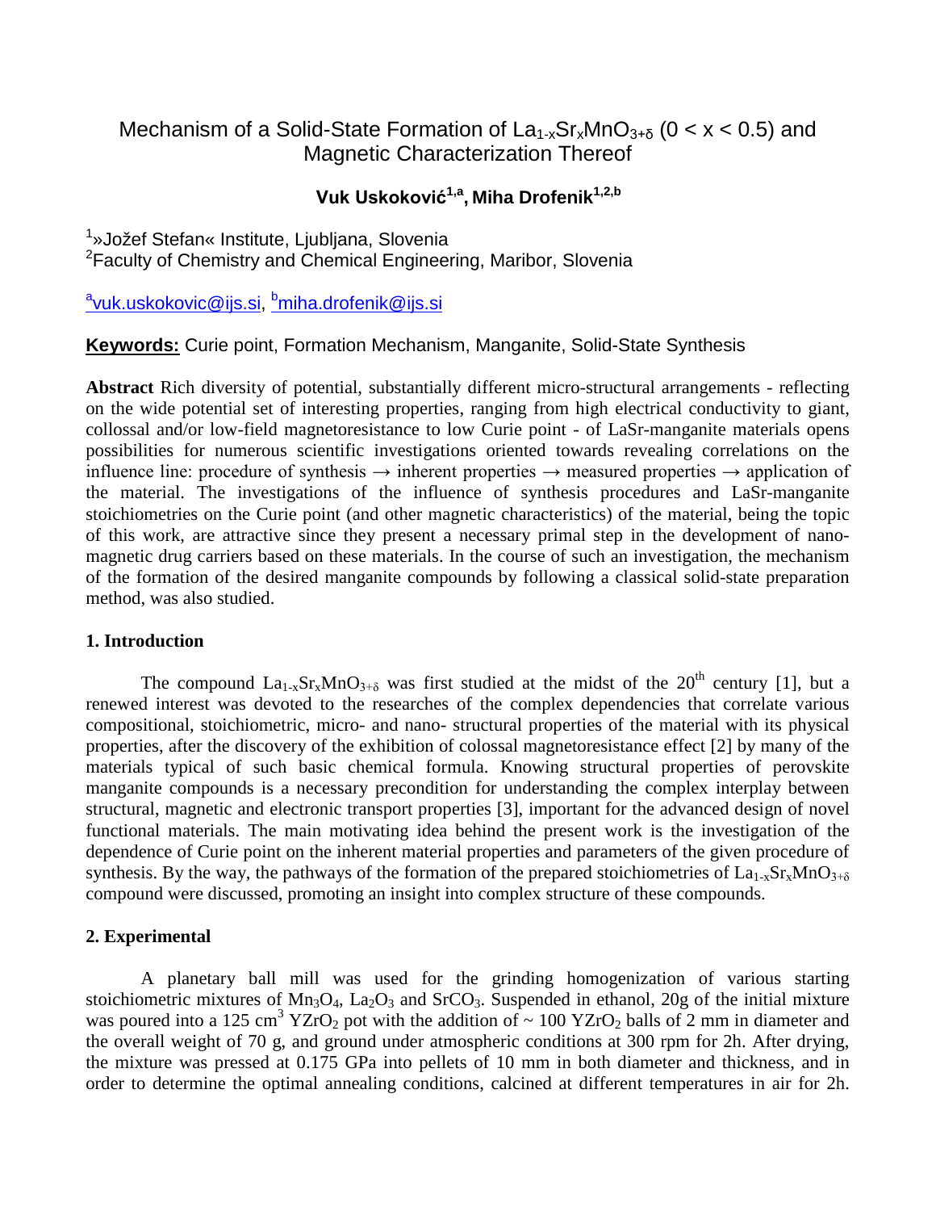# Mechanism of a Solid-State Formation of $La_{1-x}Sr_xMnO_{3+\delta}$ ($0 < x < 0.5$) and Magnetic Characterization Thereof

**Vuk Uskoković[1,a], Miha Drofenik[1,2,b]**

[1]»Jožef Stefan« Institute, Ljubljana, Slovenia

[2]Faculty of Chemistry and Chemical Engineering, Maribor, Slovenia

[a]vuk.uskokovic@ijs.si, [b]miha.drofenik@ijs.si

**Keywords:** Curie point, Formation Mechanism, Manganite, Solid-State Synthesis

**Abstract** Rich diversity of potential, substantially different micro-structural arrangements - reflecting on the wide potential set of interesting properties, ranging from high electrical conductivity to giant, collossal and/or low-field magnetoresistance to low Curie point - of LaSr-manganite materials opens possibilities for numerous scientific investigations oriented towards revealing correlations on the influence line: procedure of synthesis → inherent properties → measured properties → application of the material. The investigations of the influence of synthesis procedures and LaSr-manganite stoichiometries on the Curie point (and other magnetic characteristics) of the material, being the topic of this work, are attractive since they present a necessary primal step in the development of nano-magnetic drug carriers based on these materials. In the course of such an investigation, the mechanism of the formation of the desired manganite compounds by following a classical solid-state preparation method, was also studied.

## 1. Introduction

The compound $La_{1-x}Sr_xMnO_{3+\delta}$ was first studied at the midst of the 20[th] century [1], but a renewed interest was devoted to the researches of the complex dependencies that correlate various compositional, stoichiometric, micro- and nano- structural properties of the material with its physical properties, after the discovery of the exhibition of colossal magnetoresistance effect [2] by many of the materials typical of such basic chemical formula. Knowing structural properties of perovskite manganite compounds is a necessary precondition for understanding the complex interplay between structural, magnetic and electronic transport properties [3], important for the advanced design of novel functional materials. The main motivating idea behind the present work is the investigation of the dependence of Curie point on the inherent material properties and parameters of the given procedure of synthesis. By the way, the pathways of the formation of the prepared stoichiometries of $La_{1-x}Sr_xMnO_{3+\delta}$ compound were discussed, promoting an insight into complex structure of these compounds.

## 2. Experimental

A planetary ball mill was used for the grinding homogenization of various starting stoichiometric mixtures of $Mn_3O_4$, $La_2O_3$ and $SrCO_3$. Suspended in ethanol, 20g of the initial mixture was poured into a 125 $cm^3$ $YZrO_2$ pot with the addition of ~ 100 $YZrO_2$ balls of 2 mm in diameter and the overall weight of 70 g, and ground under atmospheric conditions at 300 rpm for 2h. After drying, the mixture was pressed at 0.175 GPa into pellets of 10 mm in both diameter and thickness, and in order to determine the optimal annealing conditions, calcined at different temperatures in air for 2h.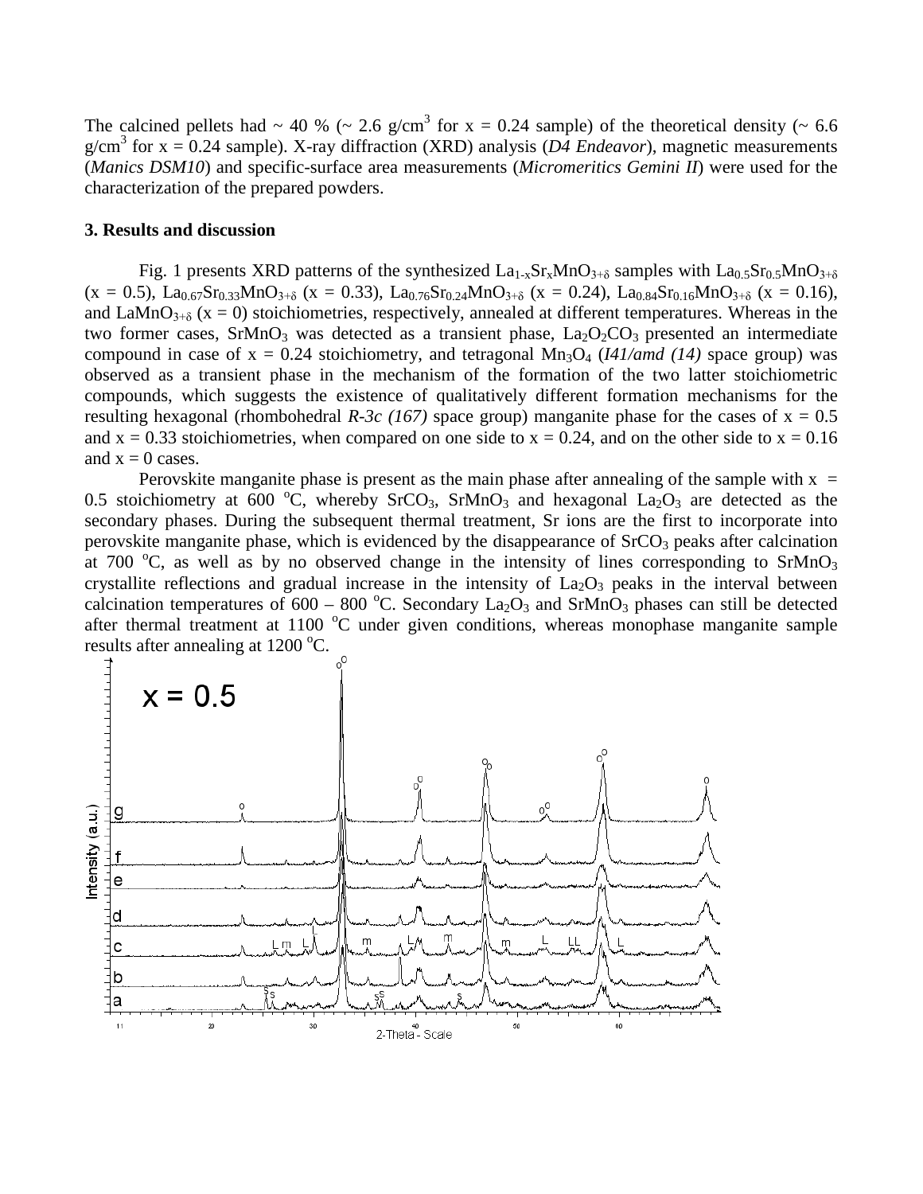The calcined pellets had ~ 40 % (~ 2.6 g/cm$^3$ for x = 0.24 sample) of the theoretical density (~ 6.6 g/cm$^3$ for x = 0.24 sample). X-ray diffraction (XRD) analysis (*D4 Endeavor*), magnetic measurements (*Manics DSM10*) and specific-surface area measurements (*Micromeritics Gemini II*) were used for the characterization of the prepared powders.

### 3. Results and discussion

Fig. 1 presents XRD patterns of the synthesized $La_{1-x}Sr_xMnO_{3+\delta}$ samples with $La_{0.5}Sr_{0.5}MnO_{3+\delta}$ (x = 0.5), $La_{0.67}Sr_{0.33}MnO_{3+\delta}$ (x = 0.33), $La_{0.76}Sr_{0.24}MnO_{3+\delta}$ (x = 0.24), $La_{0.84}Sr_{0.16}MnO_{3+\delta}$ (x = 0.16), and $LaMnO_{3+\delta}$ (x = 0) stoichiometries, respectively, annealed at different temperatures. Whereas in the two former cases, $SrMnO_3$ was detected as a transient phase, $La_2O_2CO_3$ presented an intermediate compound in case of x = 0.24 stoichiometry, and tetragonal $Mn_3O_4$ (*I41/amd (14)* space group) was observed as a transient phase in the mechanism of the formation of the two latter stoichiometric compounds, which suggests the existence of qualitatively different formation mechanisms for the resulting hexagonal (rhombohedral *R-3c (167)* space group) manganite phase for the cases of x = 0.5 and x = 0.33 stoichiometries, when compared on one side to x = 0.24, and on the other side to x = 0.16 and x = 0 cases.

Perovskite manganite phase is present as the main phase after annealing of the sample with x = 0.5 stoichiometry at 600 °C, whereby $SrCO_3$, $SrMnO_3$ and hexagonal $La_2O_3$ are detected as the secondary phases. During the subsequent thermal treatment, Sr ions are the first to incorporate into perovskite manganite phase, which is evidenced by the disappearance of $SrCO_3$ peaks after calcination at 700 °C, as well as by no observed change in the intensity of lines corresponding to $SrMnO_3$ crystallite reflections and gradual increase in the intensity of $La_2O_3$ peaks in the interval between calcination temperatures of 600 – 800 °C. Secondary $La_2O_3$ and $SrMnO_3$ phases can still be detected after thermal treatment at 1100 °C under given conditions, whereas monophase manganite sample results after annealing at 1200 °C.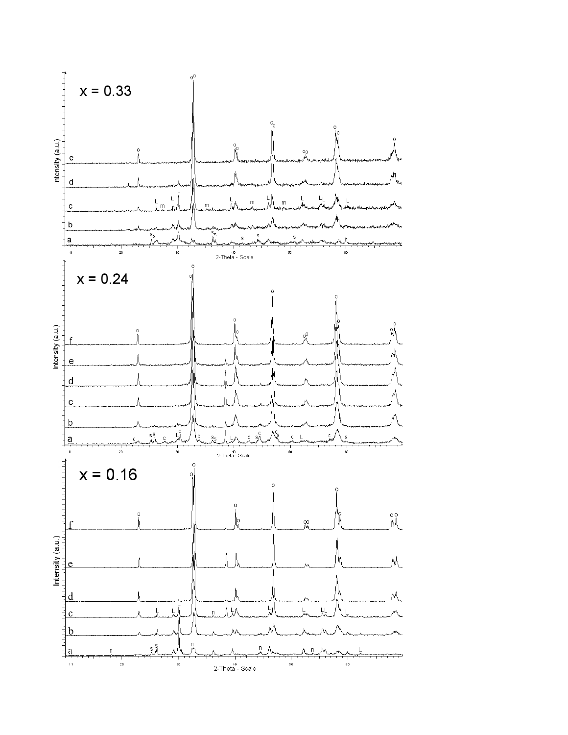x = 0.33

x = 0.24

x = 0.16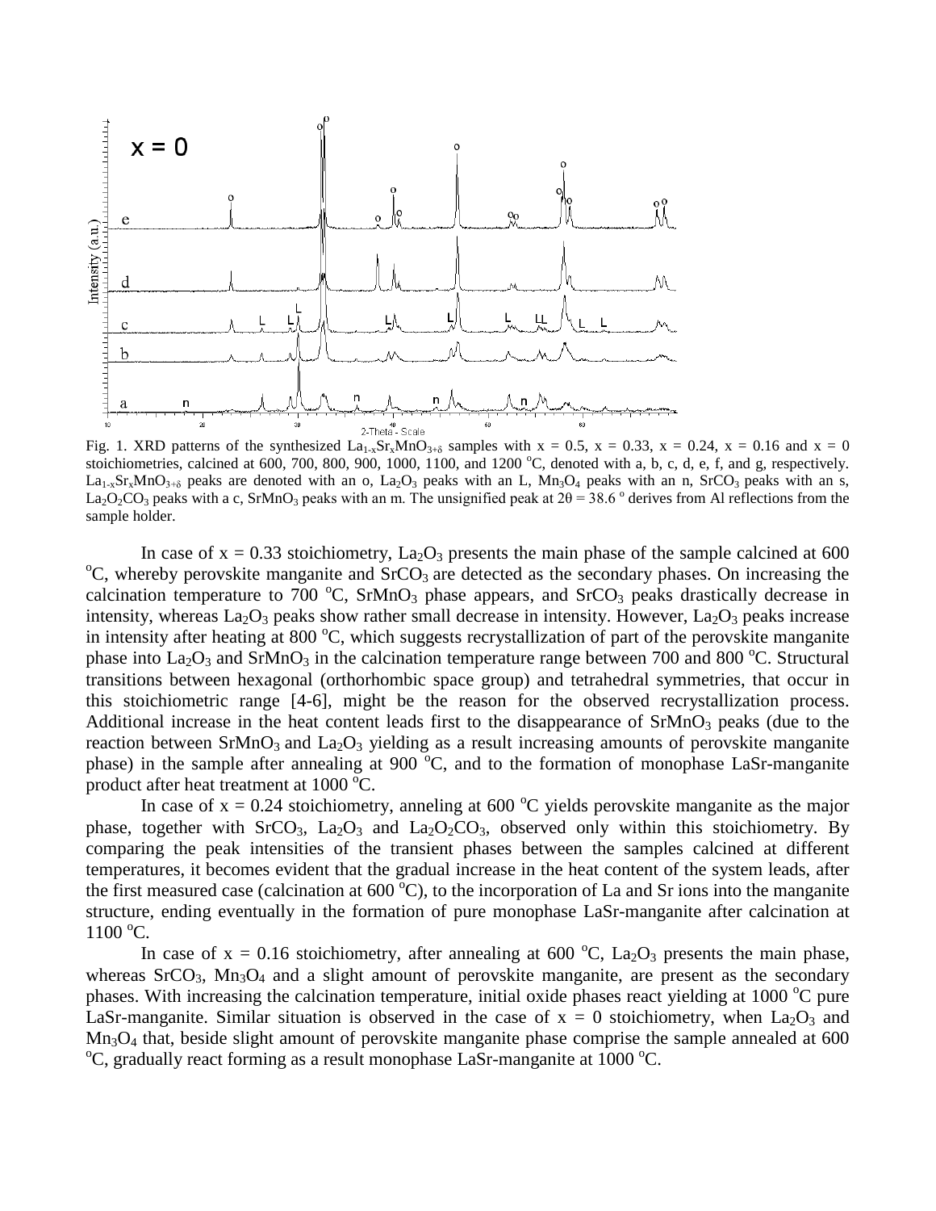Fig. 1. XRD patterns of the synthesized $La_{1-x}Sr_xMnO_{3+\delta}$ samples with x = 0.5, x = 0.33, x = 0.24, x = 0.16 and x = 0 stoichiometries, calcined at 600, 700, 800, 900, 1000, 1100, and 1200 °C, denoted with a, b, c, d, e, f, and g, respectively. $La_{1-x}Sr_xMnO_{3+\delta}$ peaks are denoted with an o, $La_2O_3$ peaks with an L, $Mn_3O_4$ peaks with an n, $SrCO_3$ peaks with an s, $La_2O_2CO_3$ peaks with a c, $SrMnO_3$ peaks with an m. The unsignified peak at 2θ = 38.6 ° derives from Al reflections from the sample holder.

In case of x = 0.33 stoichiometry, $La_2O_3$ presents the main phase of the sample calcined at 600 °C, whereby perovskite manganite and $SrCO_3$ are detected as the secondary phases. On increasing the calcination temperature to 700 °C, $SrMnO_3$ phase appears, and $SrCO_3$ peaks drastically decrease in intensity, whereas $La_2O_3$ peaks show rather small decrease in intensity. However, $La_2O_3$ peaks increase in intensity after heating at 800 °C, which suggests recrystallization of part of the perovskite manganite phase into $La_2O_3$ and $SrMnO_3$ in the calcination temperature range between 700 and 800 °C. Structural transitions between hexagonal (orthorhombic space group) and tetrahedral symmetries, that occur in this stoichiometric range [4-6], might be the reason for the observed recrystallization process. Additional increase in the heat content leads first to the disappearance of $SrMnO_3$ peaks (due to the reaction between $SrMnO_3$ and $La_2O_3$ yielding as a result increasing amounts of perovskite manganite phase) in the sample after annealing at 900 °C, and to the formation of monophase LaSr-manganite product after heat treatment at 1000 °C.

In case of x = 0.24 stoichiometry, anneling at 600 °C yields perovskite manganite as the major phase, together with $SrCO_3$, $La_2O_3$ and $La_2O_2CO_3$, observed only within this stoichiometry. By comparing the peak intensities of the transient phases between the samples calcined at different temperatures, it becomes evident that the gradual increase in the heat content of the system leads, after the first measured case (calcination at 600 °C), to the incorporation of La and Sr ions into the manganite structure, ending eventually in the formation of pure monophase LaSr-manganite after calcination at 1100 °C.

In case of x = 0.16 stoichiometry, after annealing at 600 °C, $La_2O_3$ presents the main phase, whereas $SrCO_3$, $Mn_3O_4$ and a slight amount of perovskite manganite, are present as the secondary phases. With increasing the calcination temperature, initial oxide phases react yielding at 1000 °C pure LaSr-manganite. Similar situation is observed in the case of x = 0 stoichiometry, when $La_2O_3$ and $Mn_3O_4$ that, beside slight amount of perovskite manganite phase comprise the sample annealed at 600 °C, gradually react forming as a result monophase LaSr-manganite at 1000 °C.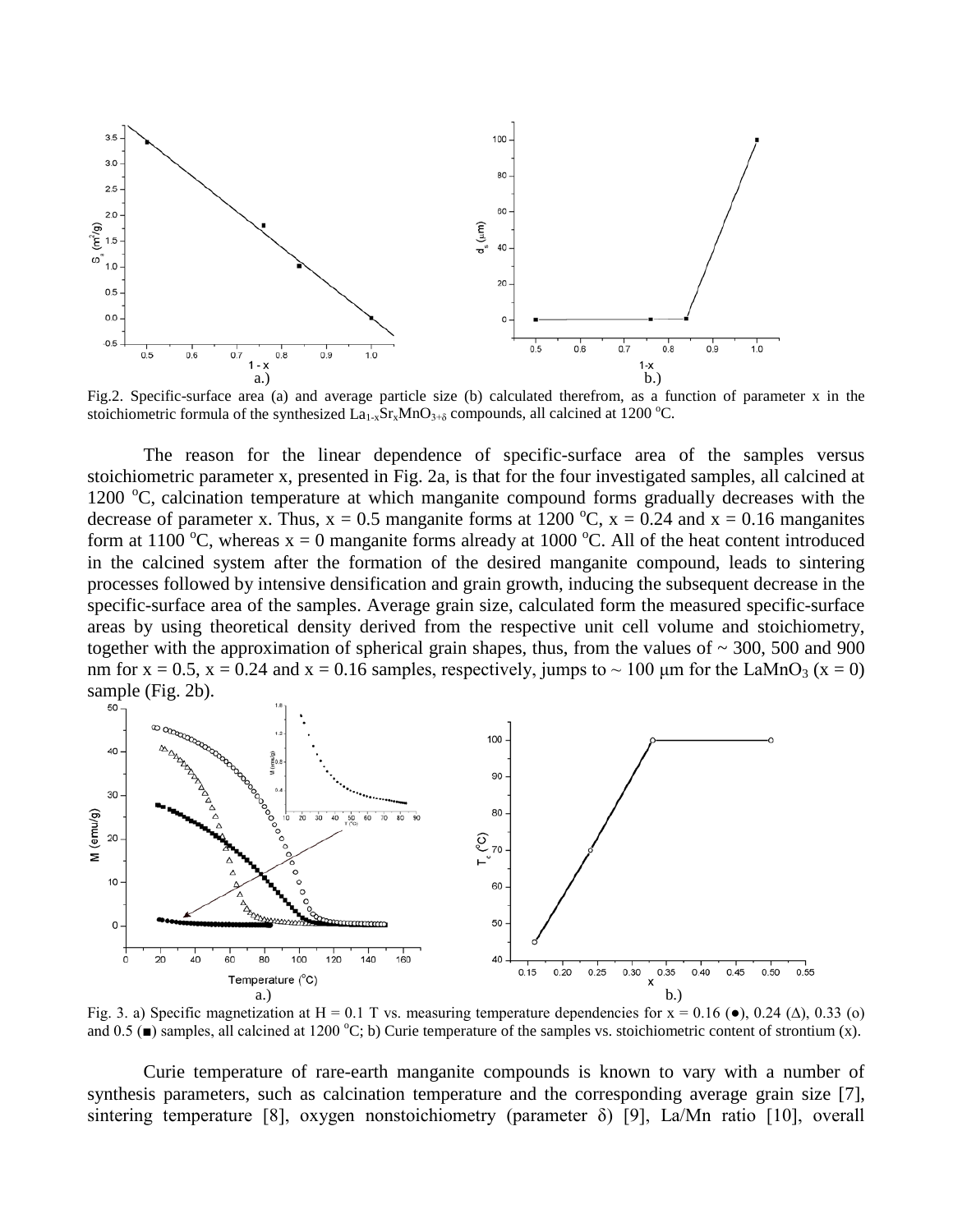Fig.2. Specific-surface area (a) and average particle size (b) calculated therefrom, as a function of parameter x in the stoichiometric formula of the synthesized $La_{1-x}Sr_xMnO_{3+\delta}$ compounds, all calcined at 1200 $^oC$.

The reason for the linear dependence of specific-surface area of the samples versus stoichiometric parameter x, presented in Fig. 2a, is that for the four investigated samples, all calcined at 1200 $^oC$, calcination temperature at which manganite compound forms gradually decreases with the decrease of parameter x. Thus, x = 0.5 manganite forms at 1200 $^oC$, x = 0.24 and x = 0.16 manganites form at 1100 $^oC$, whereas x = 0 manganite forms already at 1000 $^oC$. All of the heat content introduced in the calcined system after the formation of the desired manganite compound, leads to sintering processes followed by intensive densification and grain growth, inducing the subsequent decrease in the specific-surface area of the samples. Average grain size, calculated form the measured specific-surface areas by using theoretical density derived from the respective unit cell volume and stoichiometry, together with the approximation of spherical grain shapes, thus, from the values of ~ 300, 500 and 900 nm for x = 0.5, x = 0.24 and x = 0.16 samples, respectively, jumps to ~ 100 μm for the $LaMnO_3$ (x = 0) sample (Fig. 2b).

Fig. 3. a) Specific magnetization at H = 0.1 T vs. measuring temperature dependencies for x = 0.16 (●), 0.24 (Δ), 0.33 (o) and 0.5 (■) samples, all calcined at 1200 $^oC$; b) Curie temperature of the samples vs. stoichiometric content of strontium (x).

Curie temperature of rare-earth manganite compounds is known to vary with a number of synthesis parameters, such as calcination temperature and the corresponding average grain size [7], sintering temperature [8], oxygen nonstoichiometry (parameter δ) [9], La/Mn ratio [10], overall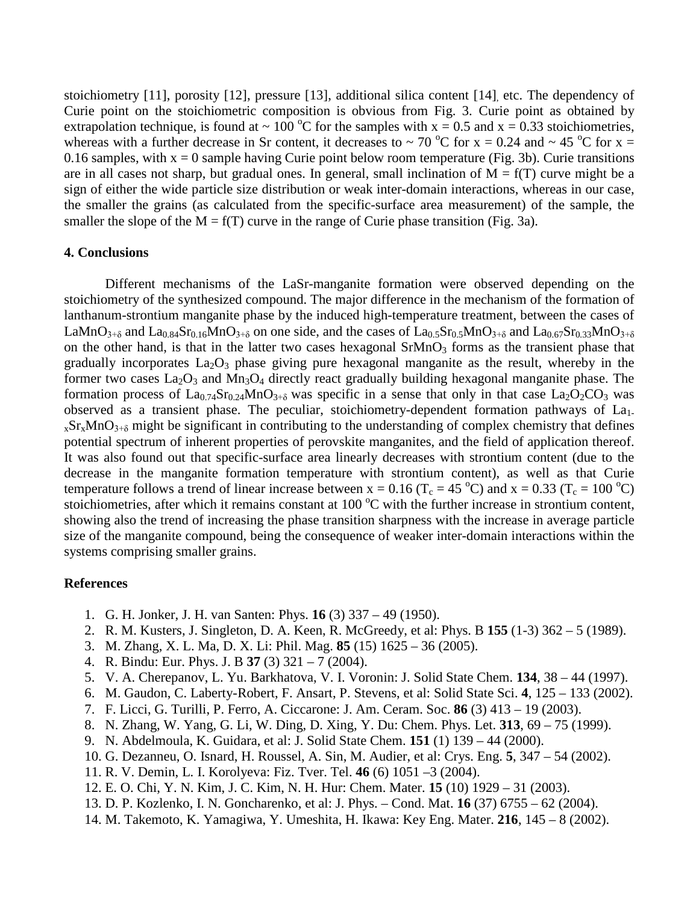stoichiometry [11], porosity [12], pressure [13], additional silica content [14], etc. The dependency of Curie point on the stoichiometric composition is obvious from Fig. 3. Curie point as obtained by extrapolation technique, is found at ~ 100 $^{o}$C for the samples with x = 0.5 and x = 0.33 stoichiometries, whereas with a further decrease in Sr content, it decreases to ~ 70 $^{o}$C for x = 0.24 and ~ 45 $^{o}$C for x = 0.16 samples, with x = 0 sample having Curie point below room temperature (Fig. 3b). Curie transitions are in all cases not sharp, but gradual ones. In general, small inclination of M = f(T) curve might be a sign of either the wide particle size distribution or weak inter-domain interactions, whereas in our case, the smaller the grains (as calculated from the specific-surface area measurement) of the sample, the smaller the slope of the M = f(T) curve in the range of Curie phase transition (Fig. 3a).

**4. Conclusions**

Different mechanisms of the LaSr-manganite formation were observed depending on the stoichiometry of the synthesized compound. The major difference in the mechanism of the formation of lanthanum-strontium manganite phase by the induced high-temperature treatment, between the cases of $LaMnO_{3+\delta}$ and $La_{0.84}Sr_{0.16}MnO_{3+\delta}$ on one side, and the cases of $La_{0.5}Sr_{0.5}MnO_{3+\delta}$ and $La_{0.67}Sr_{0.33}MnO_{3+\delta}$ on the other hand, is that in the latter two cases hexagonal $SrMnO_3$ forms as the transient phase that gradually incorporates $La_2O_3$ phase giving pure hexagonal manganite as the result, whereby in the former two cases $La_2O_3$ and $Mn_3O_4$ directly react gradually building hexagonal manganite phase. The formation process of $La_{0.74}Sr_{0.24}MnO_{3+\delta}$ was specific in a sense that only in that case $La_2O_2CO_3$ was observed as a transient phase. The peculiar, stoichiometry-dependent formation pathways of $La_{1-x}Sr_xMnO_{3+\delta}$ might be significant in contributing to the understanding of complex chemistry that defines potential spectrum of inherent properties of perovskite manganites, and the field of application thereof. It was also found out that specific-surface area linearly decreases with strontium content (due to the decrease in the manganite formation temperature with strontium content), as well as that Curie temperature follows a trend of linear increase between x = 0.16 ($T_c$ = 45 $^{o}$C) and x = 0.33 ($T_c$ = 100 $^{o}$C) stoichiometries, after which it remains constant at 100 $^{o}$C with the further increase in strontium content, showing also the trend of increasing the phase transition sharpness with the increase in average particle size of the manganite compound, being the consequence of weaker inter-domain interactions within the systems comprising smaller grains.

**References**

1. G. H. Jonker, J. H. van Santen: Phys. **16** (3) 337 – 49 (1950).
2. R. M. Kusters, J. Singleton, D. A. Keen, R. McGreedy, et al: Phys. B **155** (1-3) 362 – 5 (1989).
3. M. Zhang, X. L. Ma, D. X. Li: Phil. Mag. **85** (15) 1625 – 36 (2005).
4. R. Bindu: Eur. Phys. J. B **37** (3) 321 – 7 (2004).
5. V. A. Cherepanov, L. Yu. Barkhatova, V. I. Voronin: J. Solid State Chem. **134**, 38 – 44 (1997).
6. M. Gaudon, C. Laberty-Robert, F. Ansart, P. Stevens, et al: Solid State Sci. **4**, 125 – 133 (2002).
7. F. Licci, G. Turilli, P. Ferro, A. Ciccarone: J. Am. Ceram. Soc. **86** (3) 413 – 19 (2003).
8. N. Zhang, W. Yang, G. Li, W. Ding, D. Xing, Y. Du: Chem. Phys. Let. **313**, 69 – 75 (1999).
9. N. Abdelmoula, K. Guidara, et al: J. Solid State Chem. **151** (1) 139 – 44 (2000).
10. G. Dezanneu, O. Isnard, H. Roussel, A. Sin, M. Audier, et al: Crys. Eng. **5**, 347 – 54 (2002).
11. R. V. Demin, L. I. Korolyeva: Fiz. Tver. Tel. **46** (6) 1051 –3 (2004).
12. E. O. Chi, Y. N. Kim, J. C. Kim, N. H. Hur: Chem. Mater. **15** (10) 1929 – 31 (2003).
13. D. P. Kozlenko, I. N. Goncharenko, et al: J. Phys. – Cond. Mat. **16** (37) 6755 – 62 (2004).
14. M. Takemoto, K. Yamagiwa, Y. Umeshita, H. Ikawa: Key Eng. Mater. **216**, 145 – 8 (2002).